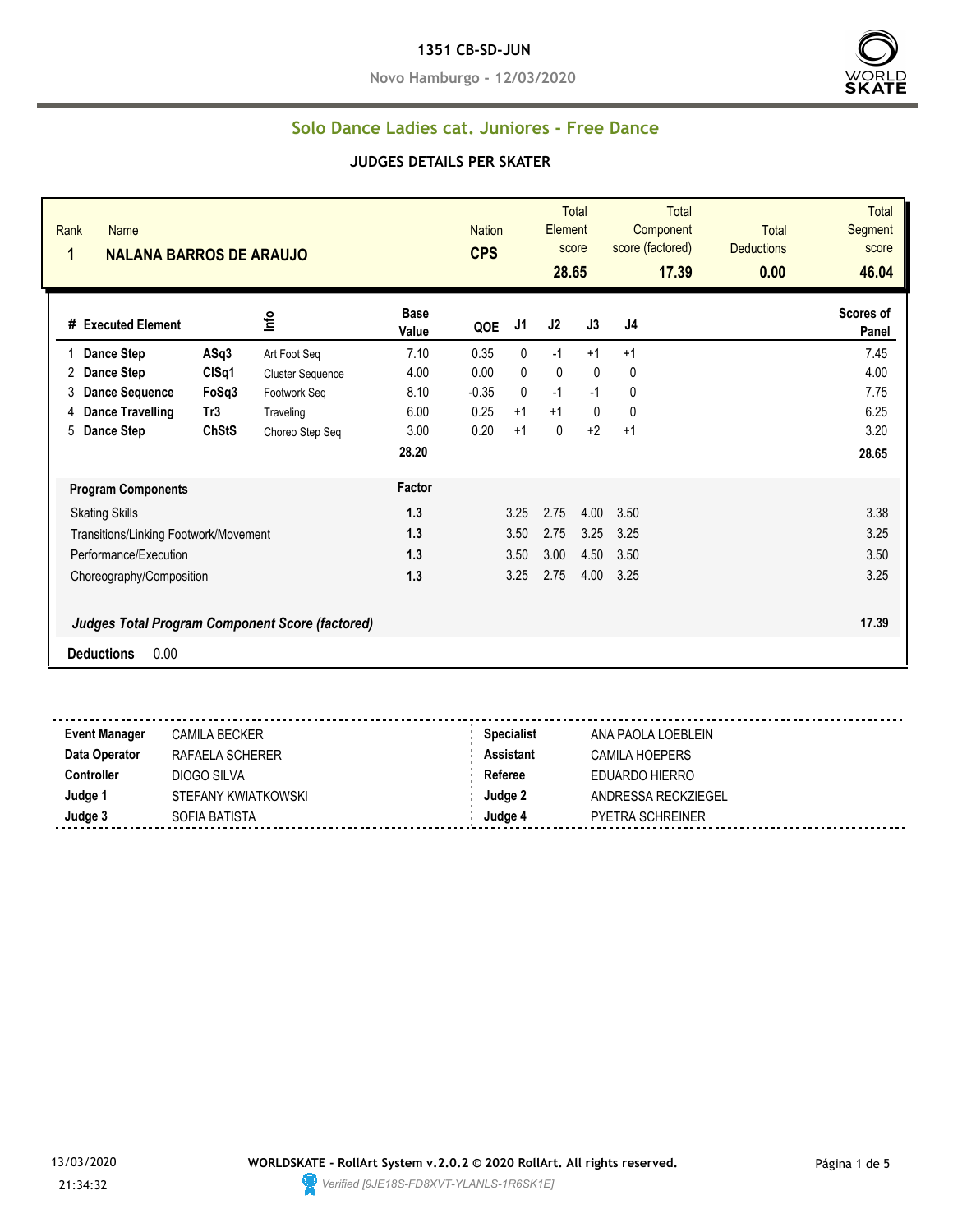# 1351 CB-SD-JUN

**Novo Hamburgo - 12/03/2020**

## Solo Dance Ladies cat. Juniores - Free Dance

### JUDGES DETAILS PER SKATER

| Rank | Name | Nation | Total Element score | Total Component score (factored) | Total Deductions | Total Segment score |
|---|---|---|---|---|---|---|
| 1 | NALANA BARROS DE ARAUJO | CPS | 28.65 | 17.39 | 0.00 | 46.04 |

| # | Executed Element | | Info | Base Value | QOE | J1 | J2 | J3 | J4 | Scores of Panel |
|---|---|---|---|---|---|---|---|---|---|---|
| 1 | Dance Step | ASq3 | Art Foot Seq | 7.10 | 0.35 | 0 | -1 | +1 | +1 | 7.45 |
| 2 | Dance Step | ClSq1 | Cluster Sequence | 4.00 | 0.00 | 0 | 0 | 0 | 0 | 4.00 |
| 3 | Dance Sequence | FoSq3 | Footwork Seq | 8.10 | -0.35 | 0 | -1 | -1 | 0 | 7.75 |
| 4 | Dance Travelling | Tr3 | Traveling | 6.00 | 0.25 | +1 | +1 | 0 | 0 | 6.25 |
| 5 | Dance Step | ChStS | Choreo Step Seq | 3.00 | 0.20 | +1 | 0 | +2 | +1 | 3.20 |
| | | | | 28.20 | | | | | | 28.65 |

| Program Components | Factor | J1 | J2 | J3 | J4 | Scores of Panel |
|---|---|---|---|---|---|---|
| Skating Skills | 1.3 | 3.25 | 2.75 | 4.00 | 3.50 | 3.38 |
| Transitions/Linking Footwork/Movement | 1.3 | 3.50 | 2.75 | 3.25 | 3.25 | 3.25 |
| Performance/Execution | 1.3 | 3.50 | 3.00 | 4.50 | 3.50 | 3.50 |
| Choreography/Composition | 1.3 | 3.25 | 2.75 | 4.00 | 3.25 | 3.25 |

***Judges Total Program Component Score (factored)*** 17.39

**Deductions** 0.00

| | | | |
|---|---|---|---|
| **Event Manager** | CAMILA BECKER | **Specialist** | ANA PAOLA LOEBLEIN |
| **Data Operator** | RAFAELA SCHERER | **Assistant** | CAMILA HOEPERS |
| **Controller** | DIOGO SILVA | **Referee** | EDUARDO HIERRO |
| **Judge 1** | STEFANY KWIATKOWSKI | **Judge 2** | ANDRESSA RECKZIEGEL |
| **Judge 3** | SOFIA BATISTA | **Judge 4** | PYETRA SCHREINER |

13/03/2020 21:34:32

**WORLDSKATE - RollArt System v.2.0.2 © 2020 RollArt. All rights reserved.**

*Verified [9JE18S-FD8XVT-YLANLS-1R6SK1E]*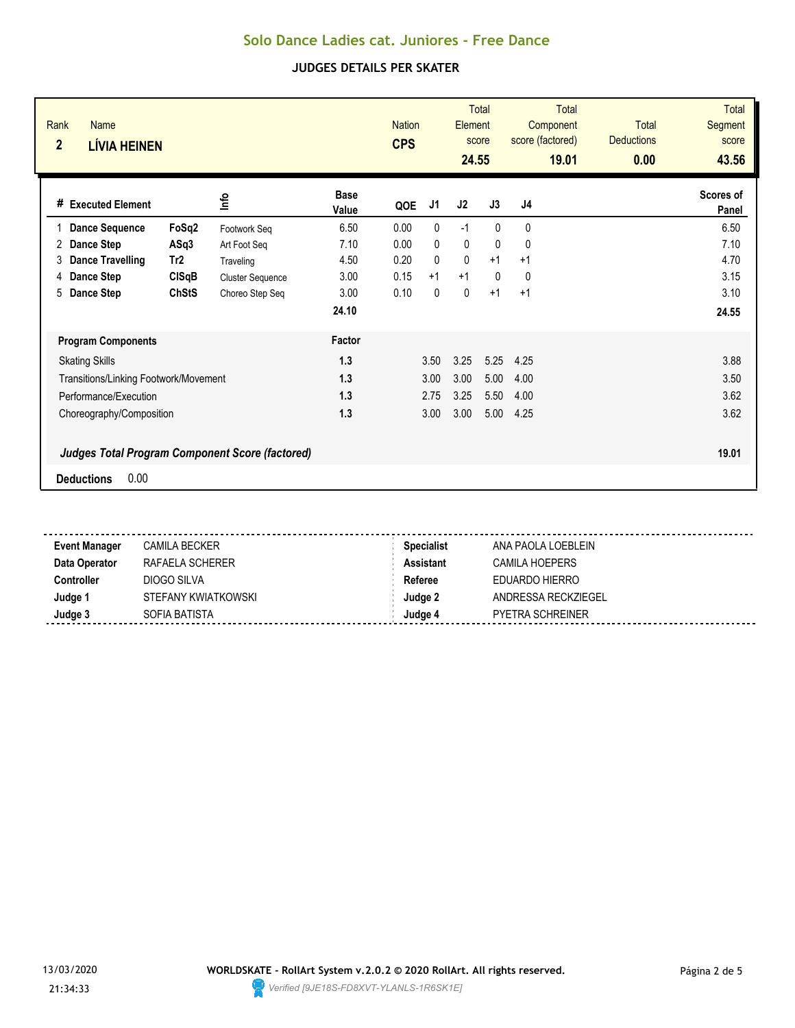# Solo Dance Ladies cat. Juniores - Free Dance

## JUDGES DETAILS PER SKATER

| Rank | Name | Nation | Total Element score | Total Component score (factored) | Total Deductions | Total Segment score |
|---|---|---|---|---|---|---|
| 2 | **LÍVIA HEINEN** | **CPS** | **24.55** | **19.01** | **0.00** | **43.56** |

| # | Executed Element | | Info | Base Value | QOE | J1 | J2 | J3 | J4 | Scores of Panel |
|---|---|---|---|---|---|---|---|---|---|---|
| 1 | **Dance Sequence** | **FoSq2** | Footwork Seq | 6.50 | 0.00 | 0 | -1 | 0 | 0 | 6.50 |
| 2 | **Dance Step** | **ASq3** | Art Foot Seq | 7.10 | 0.00 | 0 | 0 | 0 | 0 | 7.10 |
| 3 | **Dance Travelling** | **Tr2** | Traveling | 4.50 | 0.20 | 0 | 0 | +1 | +1 | 4.70 |
| 4 | **Dance Step** | **ClSqB** | Cluster Sequence | 3.00 | 0.15 | +1 | +1 | 0 | 0 | 3.15 |
| 5 | **Dance Step** | **ChStS** | Choreo Step Seq | 3.00 | 0.10 | 0 | 0 | +1 | +1 | 3.10 |
| | | | | **24.10** | | | | | | **24.55** |

| Program Components | Factor | J1 | J2 | J3 | J4 | |
|---|---|---|---|---|---|---|
| Skating Skills | **1.3** | 3.50 | 3.25 | 5.25 | 4.25 | 3.88 |
| Transitions/Linking Footwork/Movement | **1.3** | 3.00 | 3.00 | 5.00 | 4.00 | 3.50 |
| Performance/Execution | **1.3** | 2.75 | 3.25 | 5.50 | 4.00 | 3.62 |
| Choreography/Composition | **1.3** | 3.00 | 3.00 | 5.00 | 4.25 | 3.62 |
| ***Judges Total Program Component Score (factored)*** | | | | | | **19.01** |

**Deductions** 0.00

| | | | |
|---|---|---|---|
| **Event Manager** | CAMILA BECKER | **Specialist** | ANA PAOLA LOEBLEIN |
| **Data Operator** | RAFAELA SCHERER | **Assistant** | CAMILA HOEPERS |
| **Controller** | DIOGO SILVA | **Referee** | EDUARDO HIERRO |
| **Judge 1** | STEFANY KWIATKOWSKI | **Judge 2** | ANDRESSA RECKZIEGEL |
| **Judge 3** | SOFIA BATISTA | **Judge 4** | PYETRA SCHREINER |

13/03/2020 21:34:33

**WORLDSKATE - RollArt System v.2.0.2 © 2020 RollArt. All rights reserved.**

*Verified [9JE18S-FD8XVT-YLANLS-1R6SK1E]*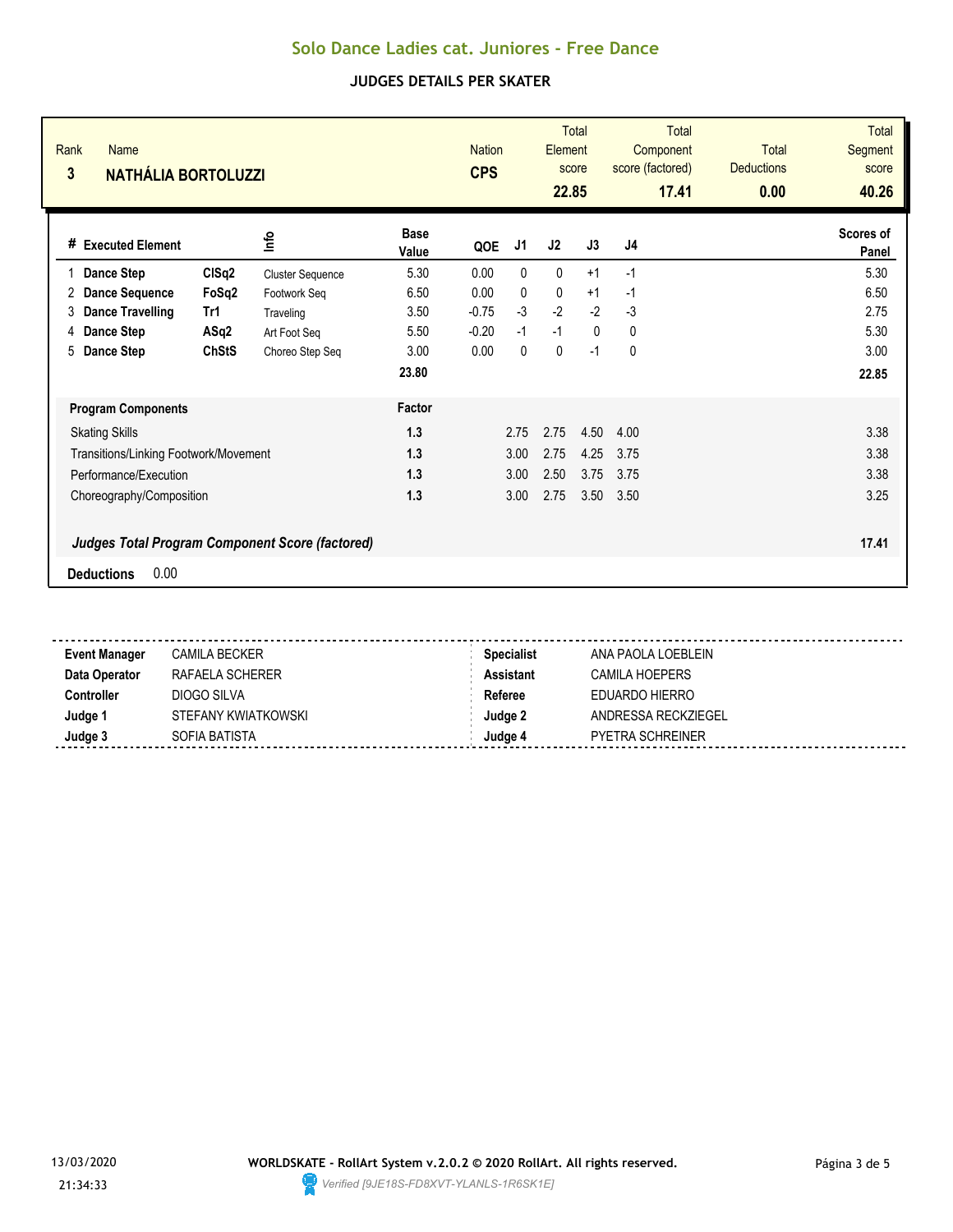# Solo Dance Ladies cat. Juniores - Free Dance

## JUDGES DETAILS PER SKATER

| Rank | Name | Nation | Total Element score | Total Component score (factored) | Total Deductions | Total Segment score |
|---|---|---|---|---|---|---|
| 3 | NATHÁLIA BORTOLUZZI | CPS | 22.85 | 17.41 | 0.00 | 40.26 |

| # | Executed Element | | Info | Base Value | QOE | J1 | J2 | J3 | J4 | Scores of Panel |
|---|---|---|---|---|---|---|---|---|---|---|
| 1 | Dance Step | ClSq2 | Cluster Sequence | 5.30 | 0.00 | 0 | 0 | +1 | -1 | 5.30 |
| 2 | Dance Sequence | FoSq2 | Footwork Seq | 6.50 | 0.00 | 0 | 0 | +1 | -1 | 6.50 |
| 3 | Dance Travelling | Tr1 | Traveling | 3.50 | -0.75 | -3 | -2 | -2 | -3 | 2.75 |
| 4 | Dance Step | ASq2 | Art Foot Seq | 5.50 | -0.20 | -1 | -1 | 0 | 0 | 5.30 |
| 5 | Dance Step | ChStS | Choreo Step Seq | 3.00 | 0.00 | 0 | 0 | -1 | 0 | 3.00 |
| | | | | 23.80 | | | | | | 22.85 |

| Program Components | Factor | J1 | J2 | J3 | J4 | |
|---|---|---|---|---|---|---|
| Skating Skills | 1.3 | 2.75 | 2.75 | 4.50 | 4.00 | 3.38 |
| Transitions/Linking Footwork/Movement | 1.3 | 3.00 | 2.75 | 4.25 | 3.75 | 3.38 |
| Performance/Execution | 1.3 | 3.00 | 2.50 | 3.75 | 3.75 | 3.38 |
| Choreography/Composition | 1.3 | 3.00 | 2.75 | 3.50 | 3.50 | 3.25 |

***Judges Total Program Component Score (factored)*** **17.41**

**Deductions** 0.00

| | | | |
|---|---|---|---|
| **Event Manager** | CAMILA BECKER | **Specialist** | ANA PAOLA LOEBLEIN |
| **Data Operator** | RAFAELA SCHERER | **Assistant** | CAMILA HOEPERS |
| **Controller** | DIOGO SILVA | **Referee** | EDUARDO HIERRO |
| **Judge 1** | STEFANY KWIATKOWSKI | **Judge 2** | ANDRESSA RECKZIEGEL |
| **Judge 3** | SOFIA BATISTA | **Judge 4** | PYETRA SCHREINER |

13/03/2020 21:34:33

**WORLDSKATE - RollArt System v.2.0.2 © 2020 RollArt. All rights reserved.**

*Verified [9JE18S-FD8XVT-YLANLS-1R6SK1E]*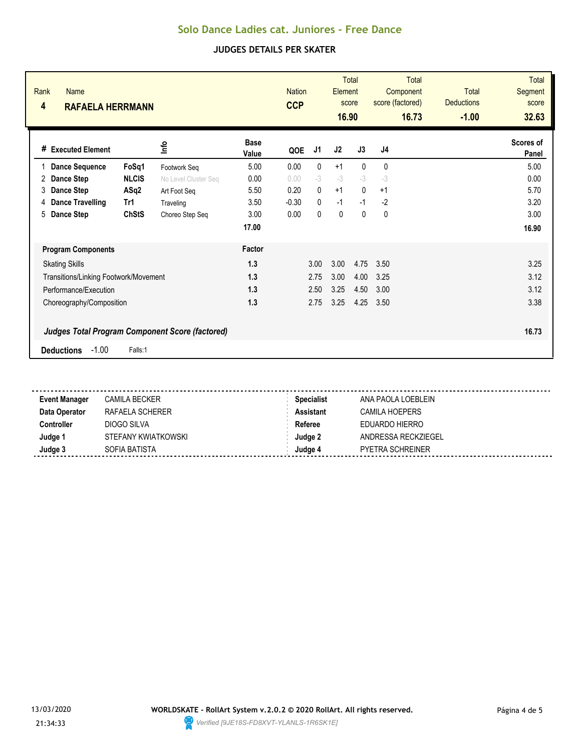# Solo Dance Ladies cat. Juniores - Free Dance

## JUDGES DETAILS PER SKATER

| Rank | Name | Nation | Total Element score | Total Component score (factored) | Total Deductions | Total Segment score |
|---|---|---|---|---|---|---|
| 4 | **RAFAELA HERRMANN** | **CCP** | **16.90** | **16.73** | **-1.00** | **32.63** |

| # | Executed Element | | Info | Base Value | QOE | J1 | J2 | J3 | J4 | Scores of Panel |
|---|---|---|---|---|---|---|---|---|---|---|
| 1 | **Dance Sequence** | **FoSq1** | Footwork Seq | 5.00 | 0.00 | 0 | +1 | 0 | 0 | 5.00 |
| 2 | **Dance Step** | **NLCIS** | No Level Cluster Seq | 0.00 | 0.00 | -3 | -3 | -3 | -3 | 0.00 |
| 3 | **Dance Step** | **ASq2** | Art Foot Seq | 5.50 | 0.20 | 0 | +1 | 0 | +1 | 5.70 |
| 4 | **Dance Travelling** | **Tr1** | Traveling | 3.50 | -0.30 | 0 | -1 | -1 | -2 | 3.20 |
| 5 | **Dance Step** | **ChStS** | Choreo Step Seq | 3.00 | 0.00 | 0 | 0 | 0 | 0 | 3.00 |
| | | | | **17.00** | | | | | | **16.90** |

| Program Components | Factor | J1 | J2 | J3 | J4 | Scores of Panel |
|---|---|---|---|---|---|---|
| Skating Skills | **1.3** | 3.00 | 3.00 | 4.75 | 3.50 | 3.25 |
| Transitions/Linking Footwork/Movement | **1.3** | 2.75 | 3.00 | 4.00 | 3.25 | 3.12 |
| Performance/Execution | **1.3** | 2.50 | 3.25 | 4.50 | 3.00 | 3.12 |
| Choreography/Composition | **1.3** | 2.75 | 3.25 | 4.25 | 3.50 | 3.38 |

***Judges Total Program Component Score (factored)*** **16.73**

**Deductions** -1.00 Falls:1

| | | | |
|---|---|---|---|
| **Event Manager** | CAMILA BECKER | **Specialist** | ANA PAOLA LOEBLEIN |
| **Data Operator** | RAFAELA SCHERER | **Assistant** | CAMILA HOEPERS |
| **Controller** | DIOGO SILVA | **Referee** | EDUARDO HIERRO |
| **Judge 1** | STEFANY KWIATKOWSKI | **Judge 2** | ANDRESSA RECKZIEGEL |
| **Judge 3** | SOFIA BATISTA | **Judge 4** | PYETRA SCHREINER |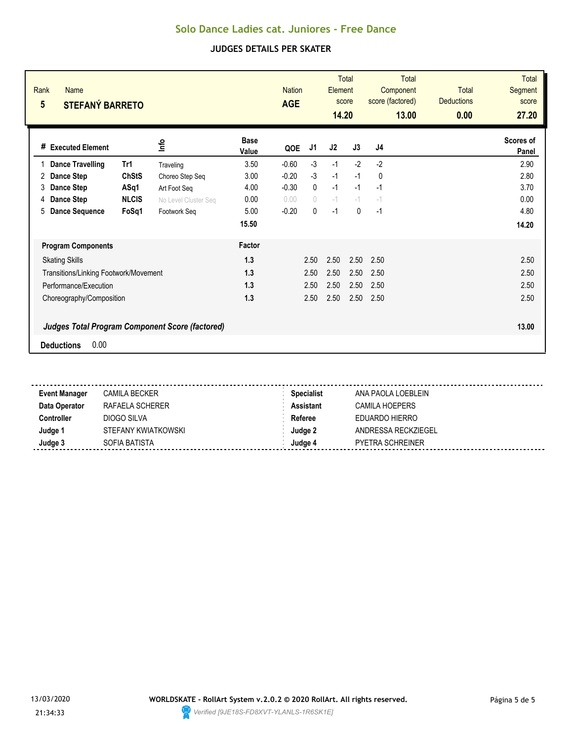# Solo Dance Ladies cat. Juniores - Free Dance

## JUDGES DETAILS PER SKATER

| Rank | Name | Nation | Total Element score | Total Component score (factored) | Total Deductions | Total Segment score |
|---|---|---|---|---|---|---|
| 5 | **STEFANÝ BARRETO** | **AGE** | **14.20** | **13.00** | **0.00** | **27.20** |

| # | Executed Element | | Info | Base Value | QOE | J1 | J2 | J3 | J4 | Scores of Panel |
|---|---|---|---|---|---|---|---|---|---|---|
| 1 | **Dance Travelling** | **Tr1** | Traveling | 3.50 | -0.60 | -3 | -1 | -2 | -2 | 2.90 |
| 2 | **Dance Step** | **ChStS** | Choreo Step Seq | 3.00 | -0.20 | -3 | -1 | -1 | 0 | 2.80 |
| 3 | **Dance Step** | **ASq1** | Art Foot Seq | 4.00 | -0.30 | 0 | -1 | -1 | -1 | 3.70 |
| 4 | **Dance Step** | **NLCIS** | No Level Cluster Seq | 0.00 | 0.00 | 0 | -1 | -1 | -1 | 0.00 |
| 5 | **Dance Sequence** | **FoSq1** | Footwork Seq | 5.00 | -0.20 | 0 | -1 | 0 | -1 | 4.80 |
| | | | | **15.50** | | | | | | **14.20** |

| Program Components | Factor | J1 | J2 | J3 | J4 | |
|---|---|---|---|---|---|---|
| Skating Skills | **1.3** | 2.50 | 2.50 | 2.50 | 2.50 | 2.50 |
| Transitions/Linking Footwork/Movement | **1.3** | 2.50 | 2.50 | 2.50 | 2.50 | 2.50 |
| Performance/Execution | **1.3** | 2.50 | 2.50 | 2.50 | 2.50 | 2.50 |
| Choreography/Composition | **1.3** | 2.50 | 2.50 | 2.50 | 2.50 | 2.50 |

***Judges Total Program Component Score (factored)*** **13.00**

**Deductions** 0.00

| | | | |
|---|---|---|---|
| **Event Manager** | CAMILA BECKER | **Specialist** | ANA PAOLA LOEBLEIN |
| **Data Operator** | RAFAELA SCHERER | **Assistant** | CAMILA HOEPERS |
| **Controller** | DIOGO SILVA | **Referee** | EDUARDO HIERRO |
| **Judge 1** | STEFANY KWIATKOWSKI | **Judge 2** | ANDRESSA RECKZIEGEL |
| **Judge 3** | SOFIA BATISTA | **Judge 4** | PYETRA SCHREINER |

13/03/2020
21:34:33

**WORLDSKATE - RollArt System v.2.0.2 © 2020 RollArt. All rights reserved.**

*Verified [9JE18S-FD8XVT-YLANLS-1R6SK1E]*